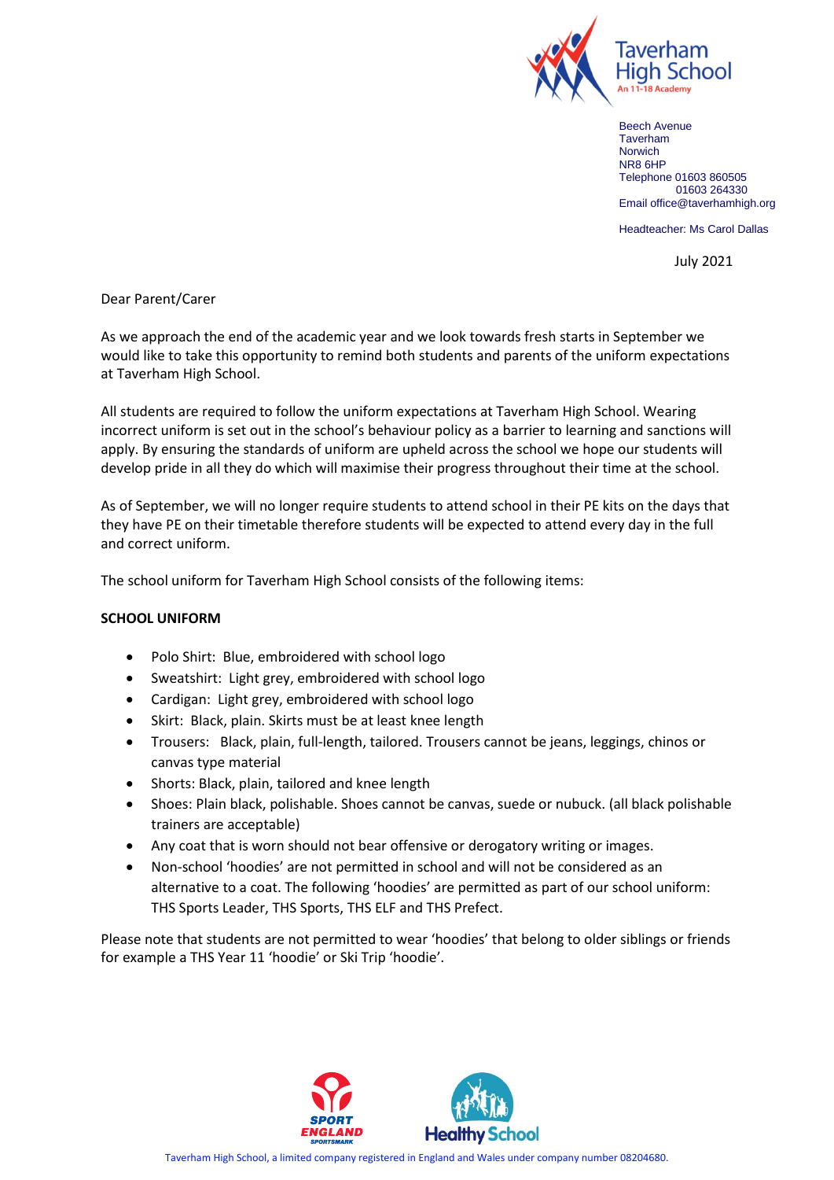Taverham High School
An 11-18 Academy

Beech Avenue
Taverham
Norwich
NR8 6HP
Telephone 01603 860505
01603 264330
Email office@taverhamhigh.org

Headteacher: Ms Carol Dallas

July 2021

Dear Parent/Carer

As we approach the end of the academic year and we look towards fresh starts in September we would like to take this opportunity to remind both students and parents of the uniform expectations at Taverham High School.

All students are required to follow the uniform expectations at Taverham High School. Wearing incorrect uniform is set out in the school's behaviour policy as a barrier to learning and sanctions will apply. By ensuring the standards of uniform are upheld across the school we hope our students will develop pride in all they do which will maximise their progress throughout their time at the school.

As of September, we will no longer require students to attend school in their PE kits on the days that they have PE on their timetable therefore students will be expected to attend every day in the full and correct uniform.

The school uniform for Taverham High School consists of the following items:

**SCHOOL UNIFORM**

- Polo Shirt: Blue, embroidered with school logo
- Sweatshirt: Light grey, embroidered with school logo
- Cardigan: Light grey, embroidered with school logo
- Skirt: Black, plain. Skirts must be at least knee length
- Trousers: Black, plain, full-length, tailored. Trousers cannot be jeans, leggings, chinos or canvas type material
- Shorts: Black, plain, tailored and knee length
- Shoes: Plain black, polishable. Shoes cannot be canvas, suede or nubuck. (all black polishable trainers are acceptable)
- Any coat that is worn should not bear offensive or derogatory writing or images.
- Non-school 'hoodies' are not permitted in school and will not be considered as an alternative to a coat. The following 'hoodies' are permitted as part of our school uniform: THS Sports Leader, THS Sports, THS ELF and THS Prefect.

Please note that students are not permitted to wear 'hoodies' that belong to older siblings or friends for example a THS Year 11 'hoodie' or Ski Trip 'hoodie'.

Taverham High School, a limited company registered in England and Wales under company number 08204680.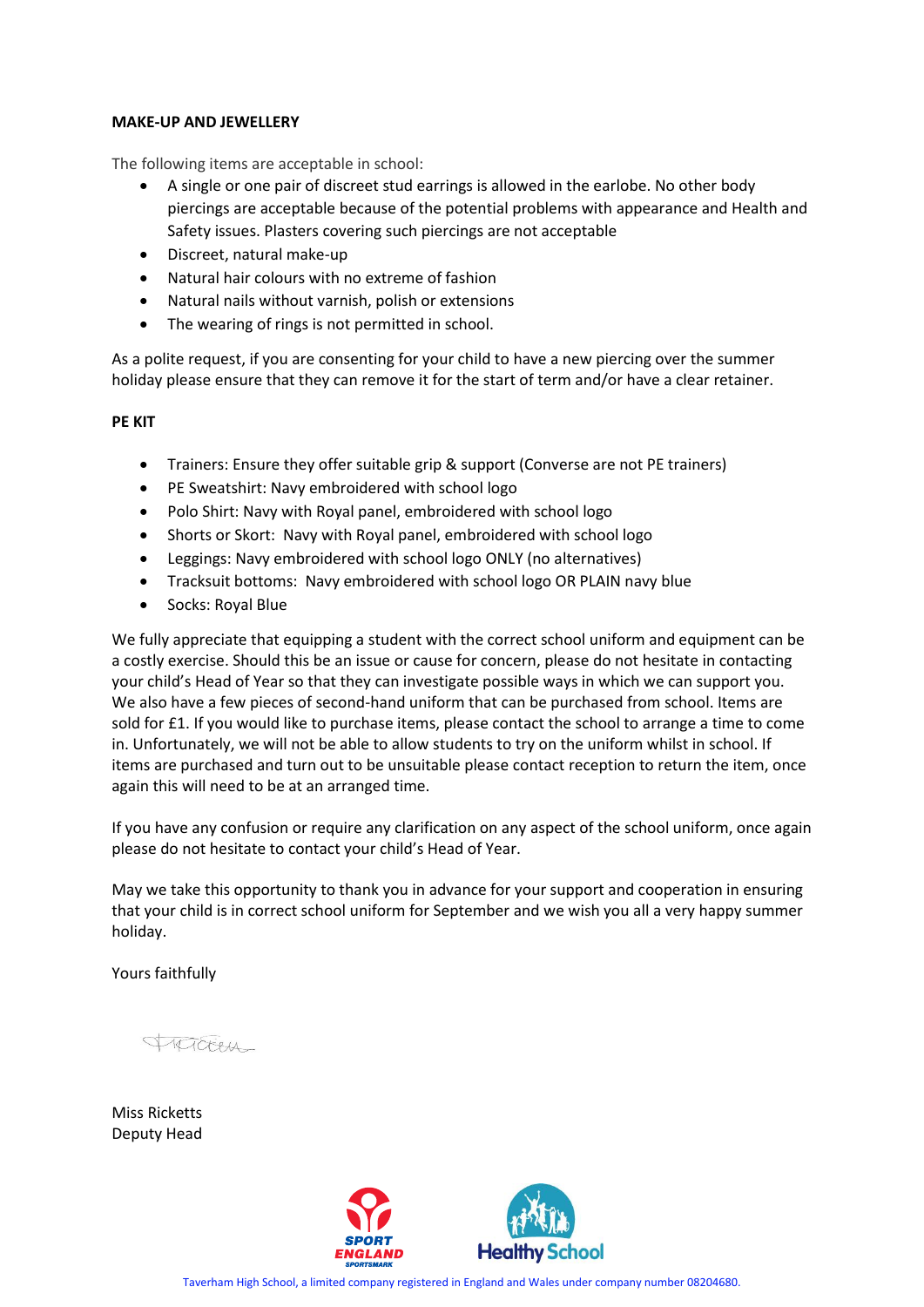**MAKE-UP AND JEWELLERY**

The following items are acceptable in school:

- A single or one pair of discreet stud earrings is allowed in the earlobe. No other body piercings are acceptable because of the potential problems with appearance and Health and Safety issues. Plasters covering such piercings are not acceptable
- Discreet, natural make-up
- Natural hair colours with no extreme of fashion
- Natural nails without varnish, polish or extensions
- The wearing of rings is not permitted in school.

As a polite request, if you are consenting for your child to have a new piercing over the summer holiday please ensure that they can remove it for the start of term and/or have a clear retainer.

**PE KIT**

- Trainers: Ensure they offer suitable grip & support (Converse are not PE trainers)
- PE Sweatshirt: Navy embroidered with school logo
- Polo Shirt: Navy with Royal panel, embroidered with school logo
- Shorts or Skort: Navy with Royal panel, embroidered with school logo
- Leggings: Navy embroidered with school logo ONLY (no alternatives)
- Tracksuit bottoms: Navy embroidered with school logo OR PLAIN navy blue
- Socks: Royal Blue

We fully appreciate that equipping a student with the correct school uniform and equipment can be a costly exercise. Should this be an issue or cause for concern, please do not hesitate in contacting your child's Head of Year so that they can investigate possible ways in which we can support you. We also have a few pieces of second-hand uniform that can be purchased from school. Items are sold for £1. If you would like to purchase items, please contact the school to arrange a time to come in. Unfortunately, we will not be able to allow students to try on the uniform whilst in school. If items are purchased and turn out to be unsuitable please contact reception to return the item, once again this will need to be at an arranged time.

If you have any confusion or require any clarification on any aspect of the school uniform, once again please do not hesitate to contact your child's Head of Year.

May we take this opportunity to thank you in advance for your support and cooperation in ensuring that your child is in correct school uniform for September and we wish you all a very happy summer holiday.

Yours faithfully

Miss Ricketts
Deputy Head

SPORT ENGLAND SPORTSMARK

Healthy School

Taverham High School, a limited company registered in England and Wales under company number 08204680.